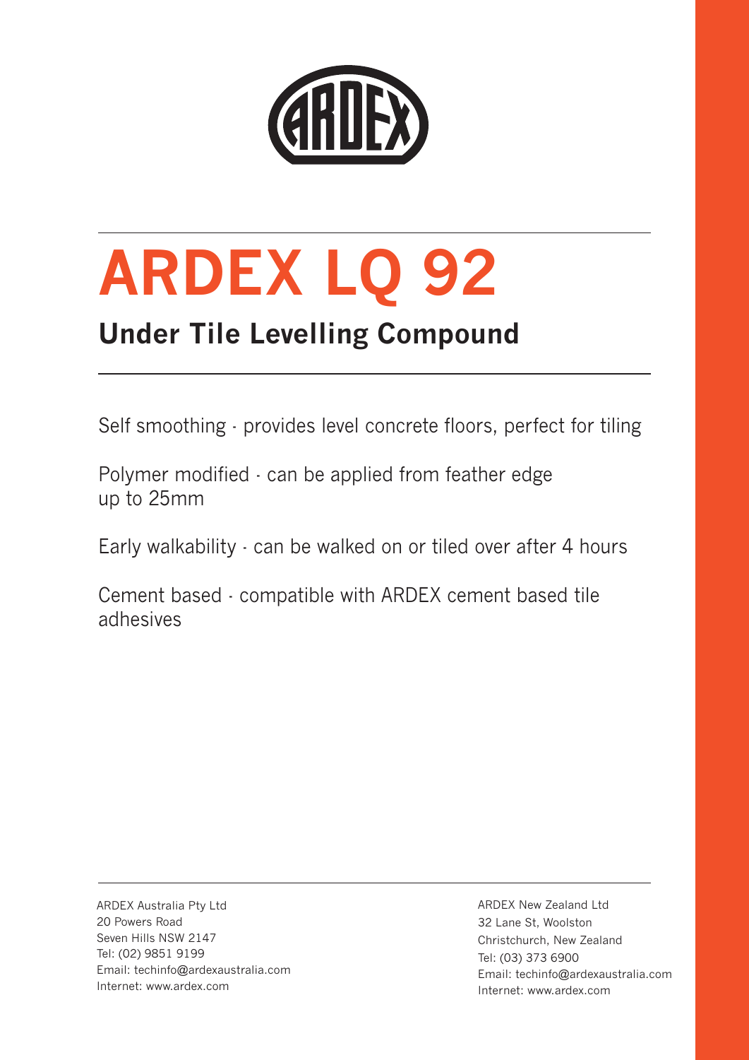# ARDEX LQ 92

## Under Tile Levelling Compound

Self smoothing - provides level concrete floors, perfect for tiling

Polymer modified - can be applied from feather edge up to 25mm

Early walkability - can be walked on or tiled over after 4 hours

Cement based - compatible with ARDEX cement based tile adhesives

ARDEX Australia Pty Ltd
20 Powers Road
Seven Hills NSW 2147
Tel: (02) 9851 9199
Email: techinfo@ardexaustralia.com
Internet: www.ardex.com

ARDEX New Zealand Ltd
32 Lane St, Woolston
Christchurch, New Zealand
Tel: (03) 373 6900
Email: techinfo@ardexaustralia.com
Internet: www.ardex.com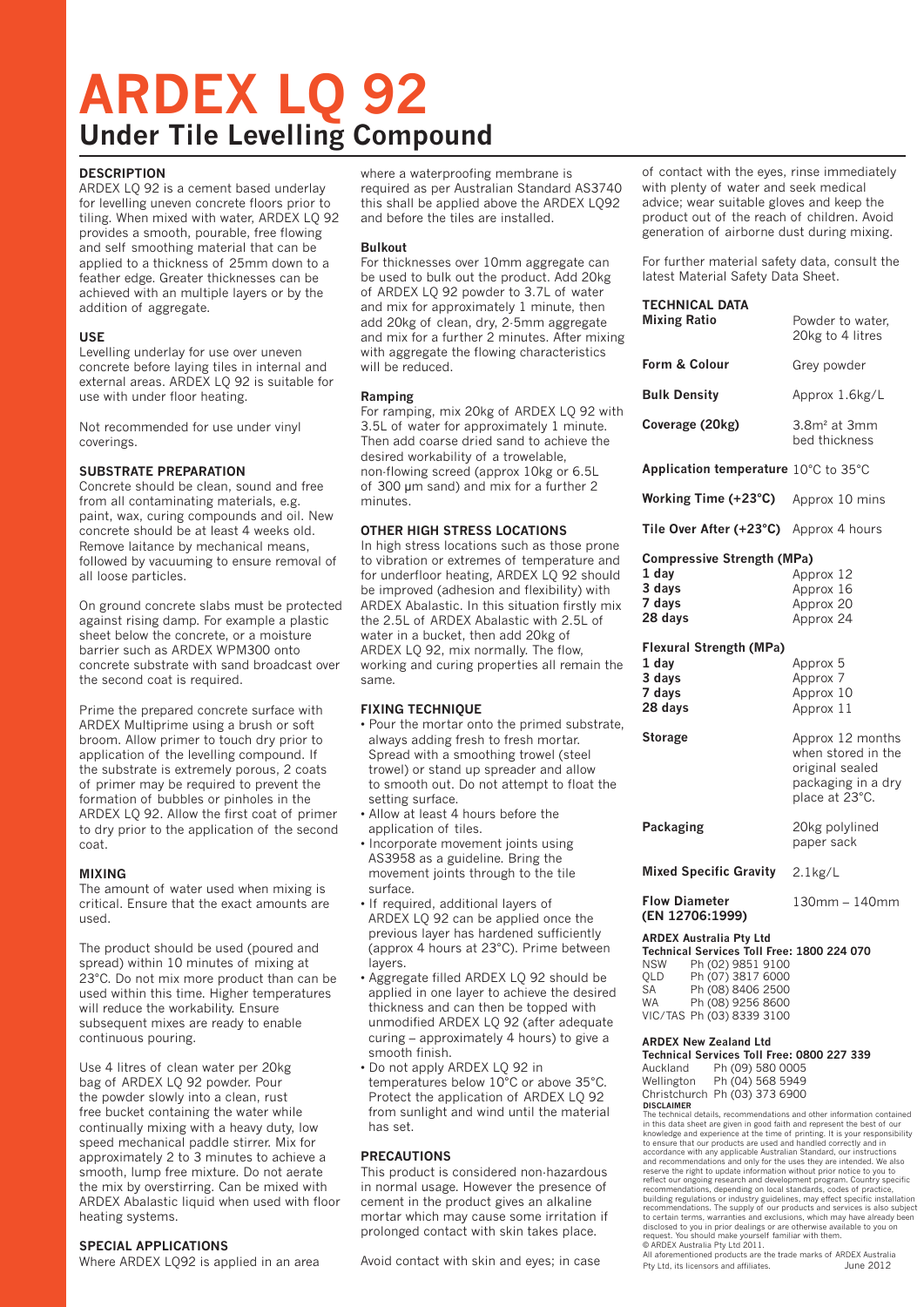# ARDEX LQ 92

## Under Tile Levelling Compound

### DESCRIPTION

ARDEX LQ 92 is a cement based underlay for levelling uneven concrete floors prior to tiling. When mixed with water, ARDEX LQ 92 provides a smooth, pourable, free flowing and self smoothing material that can be applied to a thickness of 25mm down to a feather edge. Greater thicknesses can be achieved with an multiple layers or by the addition of aggregate.

### USE

Levelling underlay for use over uneven concrete before laying tiles in internal and external areas. ARDEX LQ 92 is suitable for use with under floor heating.

Not recommended for use under vinyl coverings.

### SUBSTRATE PREPARATION

Concrete should be clean, sound and free from all contaminating materials, e.g. paint, wax, curing compounds and oil. New concrete should be at least 4 weeks old. Remove laitance by mechanical means, followed by vacuuming to ensure removal of all loose particles.

On ground concrete slabs must be protected against rising damp. For example a plastic sheet below the concrete, or a moisture barrier such as ARDEX WPM300 onto concrete substrate with sand broadcast over the second coat is required.

Prime the prepared concrete surface with ARDEX Multiprime using a brush or soft broom. Allow primer to touch dry prior to application of the levelling compound. If the substrate is extremely porous, 2 coats of primer may be required to prevent the formation of bubbles or pinholes in the ARDEX LQ 92. Allow the first coat of primer to dry prior to the application of the second coat.

### MIXING

The amount of water used when mixing is critical. Ensure that the exact amounts are used.

The product should be used (poured and spread) within 10 minutes of mixing at 23°C. Do not mix more product than can be used within this time. Higher temperatures will reduce the workability. Ensure subsequent mixes are ready to enable continuous pouring.

Use 4 litres of clean water per 20kg bag of ARDEX LQ 92 powder. Pour the powder slowly into a clean, rust free bucket containing the water while continually mixing with a heavy duty, low speed mechanical paddle stirrer. Mix for approximately 2 to 3 minutes to achieve a smooth, lump free mixture. Do not aerate the mix by overstirring. Can be mixed with ARDEX Abalastic liquid when used with floor heating systems.

### SPECIAL APPLICATIONS

Where ARDEX LQ92 is applied in an area where a waterproofing membrane is required as per Australian Standard AS3740 this shall be applied above the ARDEX LQ92 and before the tiles are installed.

#### Bulkout

For thicknesses over 10mm aggregate can be used to bulk out the product. Add 20kg of ARDEX LQ 92 powder to 3.7L of water and mix for approximately 1 minute, then add 20kg of clean, dry, 2-5mm aggregate and mix for a further 2 minutes. After mixing with aggregate the flowing characteristics will be reduced.

#### Ramping

For ramping, mix 20kg of ARDEX LQ 92 with 3.5L of water for approximately 1 minute. Then add coarse dried sand to achieve the desired workability of a trowelable, non-flowing screed (approx 10kg or 6.5L of 300 μm sand) and mix for a further 2 minutes.

### OTHER HIGH STRESS LOCATIONS

In high stress locations such as those prone to vibration or extremes of temperature and for underfloor heating, ARDEX LQ 92 should be improved (adhesion and flexibility) with ARDEX Abalastic. In this situation firstly mix the 2.5L of ARDEX Abalastic with 2.5L of water in a bucket, then add 20kg of ARDEX LQ 92, mix normally. The flow, working and curing properties all remain the same.

### FIXING TECHNIQUE

- Pour the mortar onto the primed substrate, always adding fresh to fresh mortar. Spread with a smoothing trowel (steel trowel) or stand up spreader and allow to smooth out. Do not attempt to float the setting surface.
- Allow at least 4 hours before the application of tiles.
- Incorporate movement joints using AS3958 as a guideline. Bring the movement joints through to the tile surface.
- If required, additional layers of ARDEX LQ 92 can be applied once the previous layer has hardened sufficiently (approx 4 hours at 23°C). Prime between layers.
- Aggregate filled ARDEX LQ 92 should be applied in one layer to achieve the desired thickness and can then be topped with unmodified ARDEX LQ 92 (after adequate curing – approximately 4 hours) to give a smooth finish.
- Do not apply ARDEX LQ 92 in temperatures below 10°C or above 35°C. Protect the application of ARDEX LQ 92 from sunlight and wind until the material has set.

### PRECAUTIONS

This product is considered non-hazardous in normal usage. However the presence of cement in the product gives an alkaline mortar which may cause some irritation if prolonged contact with skin takes place.

Avoid contact with skin and eyes; in case of contact with the eyes, rinse immediately with plenty of water and seek medical advice; wear suitable gloves and keep the product out of the reach of children. Avoid generation of airborne dust during mixing.

For further material safety data, consult the latest Material Safety Data Sheet.

### TECHNICAL DATA

| | |
|---|---|
| **Mixing Ratio** | Powder to water, 20kg to 4 litres |
| **Form & Colour** | Grey powder |
| **Bulk Density** | Approx 1.6kg/L |
| **Coverage (20kg)** | 3.8m² at 3mm bed thickness |
| **Application temperature** | 10°C to 35°C |
| **Working Time (+23°C)** | Approx 10 mins |
| **Tile Over After (+23°C)** | Approx 4 hours |
| **Compressive Strength (MPa)** | |
| **1 day** | Approx 12 |
| **3 days** | Approx 16 |
| **7 days** | Approx 20 |
| **28 days** | Approx 24 |
| **Flexural Strength (MPa)** | |
| **1 day** | Approx 5 |
| **3 days** | Approx 7 |
| **7 days** | Approx 10 |
| **28 days** | Approx 11 |
| **Storage** | Approx 12 months when stored in the original sealed packaging in a dry place at 23°C. |
| **Packaging** | 20kg polylined paper sack |
| **Mixed Specific Gravity** | 2.1kg/L |
| **Flow Diameter (EN 12706:1999)** | 130mm – 140mm |

**ARDEX Australia Pty Ltd**
**Technical Services Toll Free: 1800 224 070**

NSW Ph (02) 9851 9100
QLD Ph (07) 3817 6000
SA Ph (08) 8406 2500
WA Ph (08) 9256 8600
VIC/TAS Ph (03) 8339 3100

**ARDEX New Zealand Ltd**
**Technical Services Toll Free: 0800 227 339**

Auckland Ph (09) 580 0005
Wellington Ph (04) 568 5949
Christchurch Ph (03) 373 6900

**DISCLAIMER**

The technical details, recommendations and other information contained in this data sheet are given in good faith and represent the best of our knowledge and experience at the time of printing. It is your responsibility to ensure that our products are used and handled correctly and in accordance with any applicable Australian Standard, our instructions and recommendations and only for the uses they are intended. We also reserve the right to update information without prior notice to you to reflect our ongoing research and development program. Country specific recommendations, depending on local standards, codes of practice, building regulations or industry guidelines, may effect specific installation recommendations. The supply of our products and services is also subject to certain terms, warranties and exclusions, which may have already been disclosed to you in prior dealings or are otherwise available to you on request. You should make yourself familiar with them.

© ARDEX Australia Pty Ltd 2011.

All aforementioned products are the trade marks of ARDEX Australia Pty Ltd, its licensors and affiliates.

June 2012